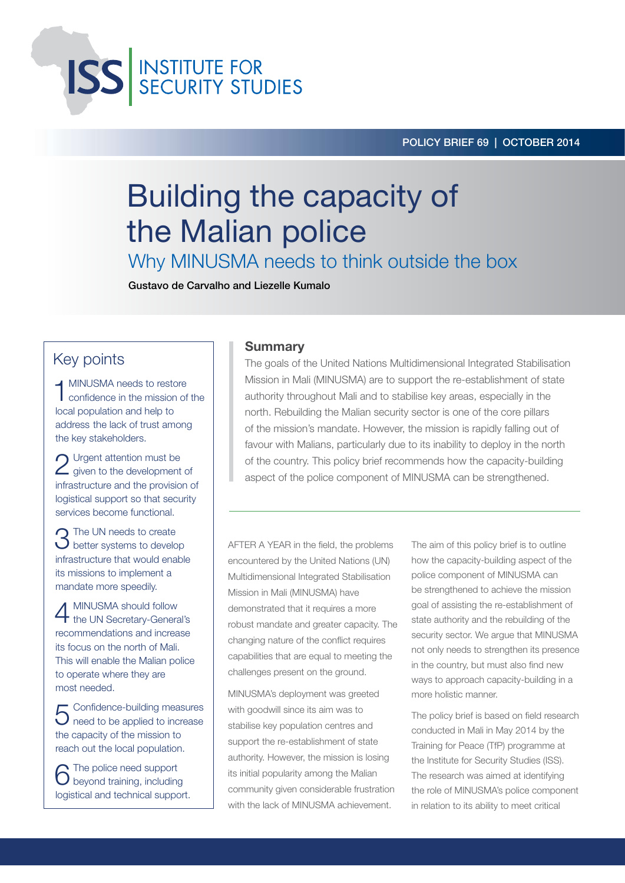INSTITUTE FOR SECURITY STUDIES

POLICY BRIEF 69 | OCTOBER 2014

# Building the capacity of the Malian police

## Why MINUSMA needs to think outside the box

**Gustavo de Carvalho and Liezelle Kumalo**

## Key points

1. MINUSMA needs to restore confidence in the mission of the local population and help to address the lack of trust among the key stakeholders.
2. Urgent attention must be given to the development of infrastructure and the provision of logistical support so that security services become functional.
3. The UN needs to create better systems to develop infrastructure that would enable its missions to implement a mandate more speedily.
4. MINUSMA should follow the UN Secretary-General's recommendations and increase its focus on the north of Mali. This will enable the Malian police to operate where they are most needed.
5. Confidence-building measures need to be applied to increase the capacity of the mission to reach out the local population.
6. The police need support beyond training, including logistical and technical support.

### Summary

The goals of the United Nations Multidimensional Integrated Stabilisation Mission in Mali (MINUSMA) are to support the re-establishment of state authority throughout Mali and to stabilise key areas, especially in the north. Rebuilding the Malian security sector is one of the core pillars of the mission's mandate. However, the mission is rapidly falling out of favour with Malians, particularly due to its inability to deploy in the north of the country. This policy brief recommends how the capacity-building aspect of the police component of MINUSMA can be strengthened.

AFTER A YEAR in the field, the problems encountered by the United Nations (UN) Multidimensional Integrated Stabilisation Mission in Mali (MINUSMA) have demonstrated that it requires a more robust mandate and greater capacity. The changing nature of the conflict requires capabilities that are equal to meeting the challenges present on the ground.

MINUSMA's deployment was greeted with goodwill since its aim was to stabilise key population centres and support the re-establishment of state authority. However, the mission is losing its initial popularity among the Malian community given considerable frustration with the lack of MINUSMA achievement.

The aim of this policy brief is to outline how the capacity-building aspect of the police component of MINUSMA can be strengthened to achieve the mission goal of assisting the re-establishment of state authority and the rebuilding of the security sector. We argue that MINUSMA not only needs to strengthen its presence in the country, but must also find new ways to approach capacity-building in a more holistic manner.

The policy brief is based on field research conducted in Mali in May 2014 by the Training for Peace (TfP) programme at the Institute for Security Studies (ISS). The research was aimed at identifying the role of MINUSMA's police component in relation to its ability to meet critical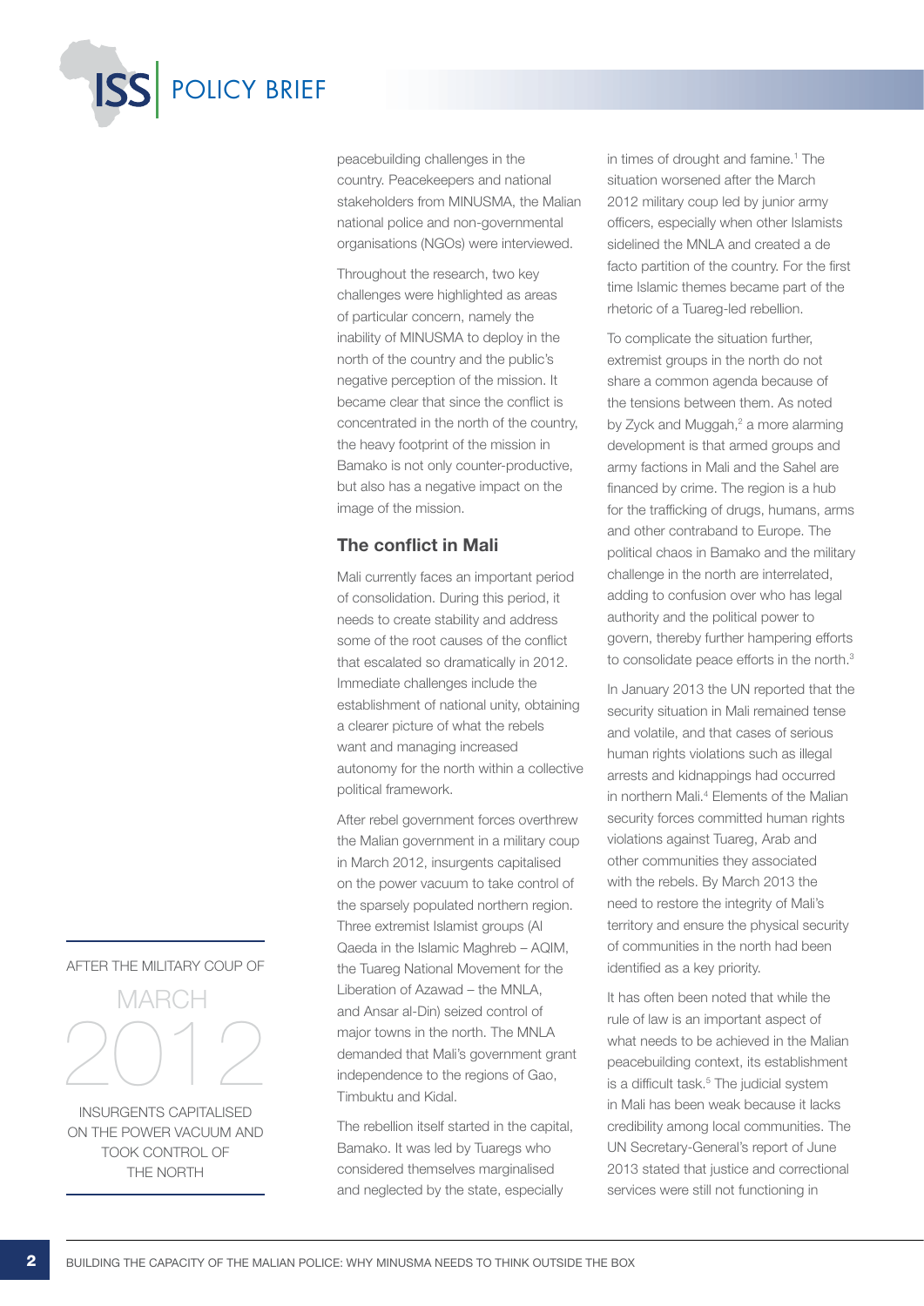peacebuilding challenges in the country. Peacekeepers and national stakeholders from MINUSMA, the Malian national police and non-governmental organisations (NGOs) were interviewed.

Throughout the research, two key challenges were highlighted as areas of particular concern, namely the inability of MINUSMA to deploy in the north of the country and the public's negative perception of the mission. It became clear that since the conflict is concentrated in the north of the country, the heavy footprint of the mission in Bamako is not only counter-productive, but also has a negative impact on the image of the mission.

## The conflict in Mali

Mali currently faces an important period of consolidation. During this period, it needs to create stability and address some of the root causes of the conflict that escalated so dramatically in 2012. Immediate challenges include the establishment of national unity, obtaining a clearer picture of what the rebels want and managing increased autonomy for the north within a collective political framework.

After rebel government forces overthrew the Malian government in a military coup in March 2012, insurgents capitalised on the power vacuum to take control of the sparsely populated northern region. Three extremist Islamist groups (Al Qaeda in the Islamic Maghreb – AQIM, the Tuareg National Movement for the Liberation of Azawad – the MNLA, and Ansar al-Din) seized control of major towns in the north. The MNLA demanded that Mali's government grant independence to the regions of Gao, Timbuktu and Kidal.

The rebellion itself started in the capital, Bamako. It was led by Tuaregs who considered themselves marginalised and neglected by the state, especially in times of drought and famine.[1] The situation worsened after the March 2012 military coup led by junior army officers, especially when other Islamists sidelined the MNLA and created a de facto partition of the country. For the first time Islamic themes became part of the rhetoric of a Tuareg-led rebellion.

To complicate the situation further, extremist groups in the north do not share a common agenda because of the tensions between them. As noted by Zyck and Muggah,[2] a more alarming development is that armed groups and army factions in Mali and the Sahel are financed by crime. The region is a hub for the trafficking of drugs, humans, arms and other contraband to Europe. The political chaos in Bamako and the military challenge in the north are interrelated, adding to confusion over who has legal authority and the political power to govern, thereby further hampering efforts to consolidate peace efforts in the north.[3]

In January 2013 the UN reported that the security situation in Mali remained tense and volatile, and that cases of serious human rights violations such as illegal arrests and kidnappings had occurred in northern Mali.[4] Elements of the Malian security forces committed human rights violations against Tuareg, Arab and other communities they associated with the rebels. By March 2013 the need to restore the integrity of Mali's territory and ensure the physical security of communities in the north had been identified as a key priority.

It has often been noted that while the rule of law is an important aspect of what needs to be achieved in the Malian peacebuilding context, its establishment is a difficult task.[5] The judicial system in Mali has been weak because it lacks credibility among local communities. The UN Secretary-General's report of June 2013 stated that justice and correctional services were still not functioning in

AFTER THE MILITARY COUP OF MARCH 2012 INSURGENTS CAPITALISED ON THE POWER VACUUM AND TOOK CONTROL OF THE NORTH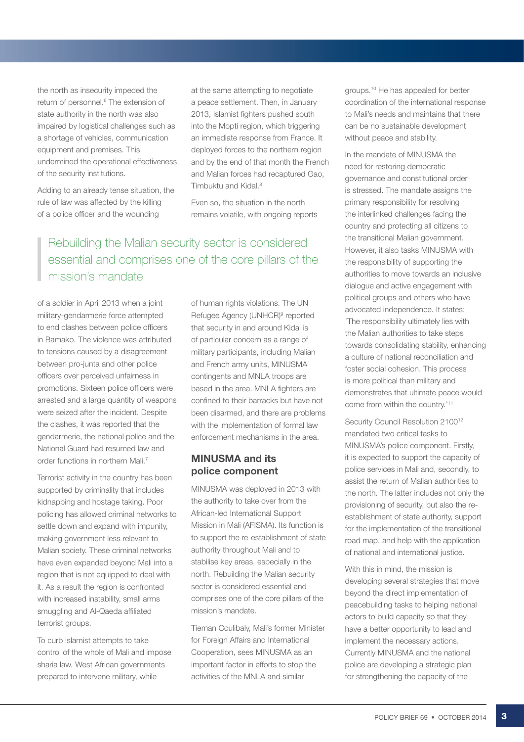the north as insecurity impeded the return of personnel.[6] The extension of state authority in the north was also impaired by logistical challenges such as a shortage of vehicles, communication equipment and premises. This undermined the operational effectiveness of the security institutions.

Adding to an already tense situation, the rule of law was affected by the killing of a police officer and the wounding of a soldier in April 2013 when a joint military-gendarmerie force attempted to end clashes between police officers in Bamako. The violence was attributed to tensions caused by a disagreement between pro-junta and other police officers over perceived unfairness in promotions. Sixteen police officers were arrested and a large quantity of weapons were seized after the incident. Despite the clashes, it was reported that the gendarmerie, the national police and the National Guard had resumed law and order functions in northern Mali.[7]

Terrorist activity in the country has been supported by criminality that includes kidnapping and hostage taking. Poor policing has allowed criminal networks to settle down and expand with impunity, making government less relevant to Malian society. These criminal networks have even expanded beyond Mali into a region that is not equipped to deal with it. As a result the region is confronted with increased instability, small arms smuggling and Al-Qaeda affiliated terrorist groups.

To curb Islamist attempts to take control of the whole of Mali and impose sharia law, West African governments prepared to intervene military, while at the same attempting to negotiate a peace settlement. Then, in January 2013, Islamist fighters pushed south into the Mopti region, which triggering an immediate response from France. It deployed forces to the northern region and by the end of that month the French and Malian forces had recaptured Gao, Timbuktu and Kidal.[8]

Even so, the situation in the north remains volatile, with ongoing reports of human rights violations. The UN Refugee Agency (UNHCR)[9] reported that security in and around Kidal is of particular concern as a range of military participants, including Malian and French army units, MINUSMA contingents and MNLA troops are based in the area. MNLA fighters are confined to their barracks but have not been disarmed, and there are problems with the implementation of formal law enforcement mechanisms in the area.

> Rebuilding the Malian security sector is considered essential and comprises one of the core pillars of the mission's mandate

## MINUSMA and its police component

MINUSMA was deployed in 2013 with the authority to take over from the African-led International Support Mission in Mali (AFISMA). Its function is to support the re-establishment of state authority throughout Mali and to stabilise key areas, especially in the north. Rebuilding the Malian security sector is considered essential and comprises one of the core pillars of the mission's mandate.

Tieman Coulibaly, Mali's former Minister for Foreign Affairs and International Cooperation, sees MINUSMA as an important factor in efforts to stop the activities of the MNLA and similar groups.[10] He has appealed for better coordination of the international response to Mali's needs and maintains that there can be no sustainable development without peace and stability.

In the mandate of MINUSMA the need for restoring democratic governance and constitutional order is stressed. The mandate assigns the primary responsibility for resolving the interlinked challenges facing the country and protecting all citizens to the transitional Malian government. However, it also tasks MINUSMA with the responsibility of supporting the authorities to move towards an inclusive dialogue and active engagement with political groups and others who have advocated independence. It states: 'The responsibility ultimately lies with the Malian authorities to take steps towards consolidating stability, enhancing a culture of national reconciliation and foster social cohesion. This process is more political than military and demonstrates that ultimate peace would come from within the country.'[11]

Security Council Resolution 2100[12] mandated two critical tasks to MINUSMA's police component. Firstly, it is expected to support the capacity of police services in Mali and, secondly, to assist the return of Malian authorities to the north. The latter includes not only the provisioning of security, but also the re-establishment of state authority, support for the implementation of the transitional road map, and help with the application of national and international justice.

With this in mind, the mission is developing several strategies that move beyond the direct implementation of peacebuilding tasks to helping national actors to build capacity so that they have a better opportunity to lead and implement the necessary actions. Currently MINUSMA and the national police are developing a strategic plan for strengthening the capacity of the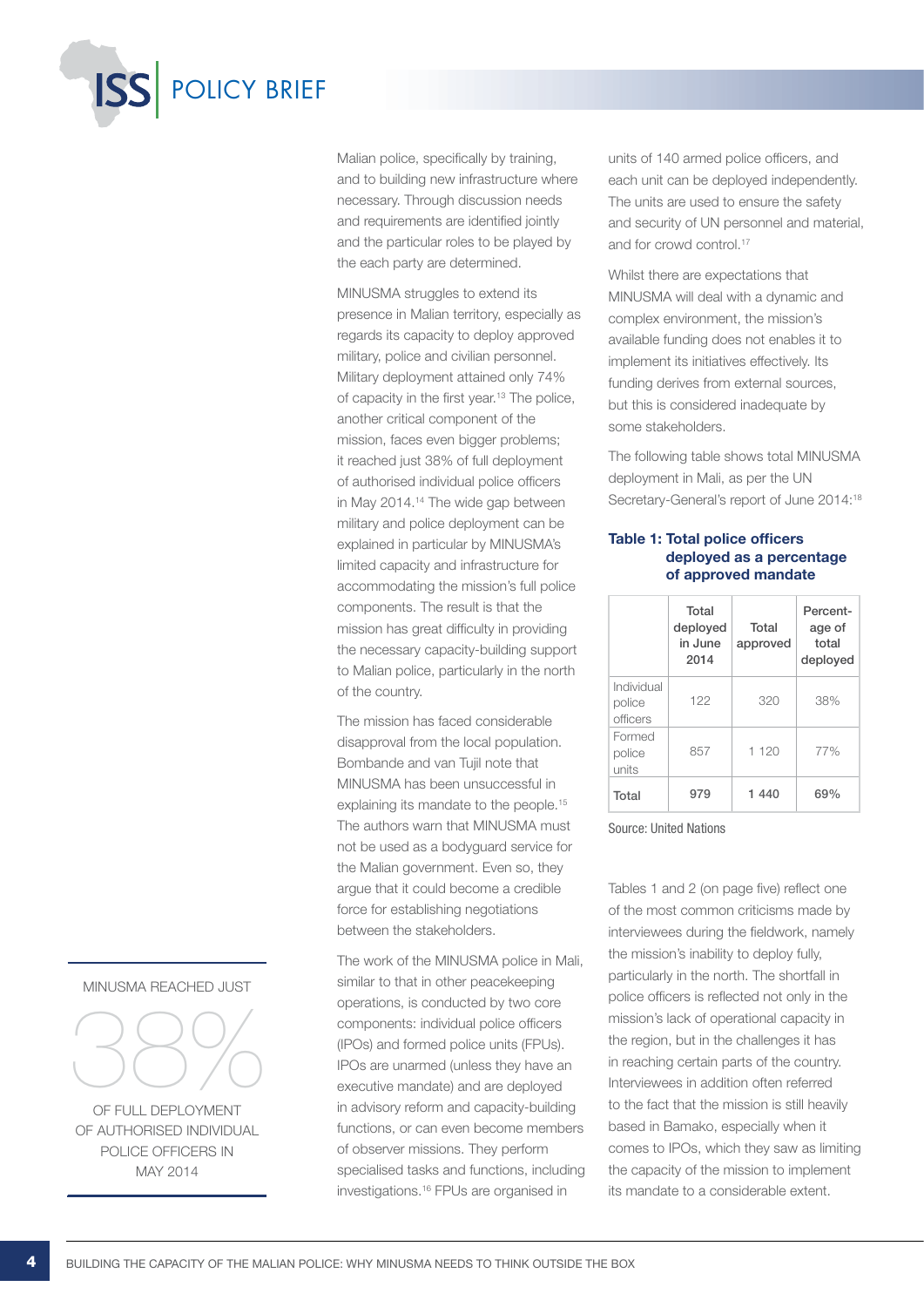Malian police, specifically by training, and to building new infrastructure where necessary. Through discussion needs and requirements are identified jointly and the particular roles to be played by the each party are determined.

MINUSMA struggles to extend its presence in Malian territory, especially as regards its capacity to deploy approved military, police and civilian personnel. Military deployment attained only 74% of capacity in the first year.[13] The police, another critical component of the mission, faces even bigger problems; it reached just 38% of full deployment of authorised individual police officers in May 2014.[14] The wide gap between military and police deployment can be explained in particular by MINUSMA's limited capacity and infrastructure for accommodating the mission's full police components. The result is that the mission has great difficulty in providing the necessary capacity-building support to Malian police, particularly in the north of the country.

The mission has faced considerable disapproval from the local population. Bombande and van Tujil note that MINUSMA has been unsuccessful in explaining its mandate to the people.[15] The authors warn that MINUSMA must not be used as a bodyguard service for the Malian government. Even so, they argue that it could become a credible force for establishing negotiations between the stakeholders.

The work of the MINUSMA police in Mali, similar to that in other peacekeeping operations, is conducted by two core components: individual police officers (IPOs) and formed police units (FPUs). IPOs are unarmed (unless they have an executive mandate) and are deployed in advisory reform and capacity-building functions, or can even become members of observer missions. They perform specialised tasks and functions, including investigations.[16] FPUs are organised in units of 140 armed police officers, and each unit can be deployed independently. The units are used to ensure the safety and security of UN personnel and material, and for crowd control.[17]

MINUSMA REACHED JUST **38%** OF FULL DEPLOYMENT OF AUTHORISED INDIVIDUAL POLICE OFFICERS IN MAY 2014

Whilst there are expectations that MINUSMA will deal with a dynamic and complex environment, the mission's available funding does not enables it to implement its initiatives effectively. Its funding derives from external sources, but this is considered inadequate by some stakeholders.

The following table shows total MINUSMA deployment in Mali, as per the UN Secretary-General's report of June 2014:[18]

**Table 1: Total police officers deployed as a percentage of approved mandate**

| | Total deployed in June 2014 | Total approved | Percentage of total deployed |
|---|---|---|---|
| Individual police officers | 122 | 320 | 38% |
| Formed police units | 857 | 1 120 | 77% |
| **Total** | **979** | **1 440** | **69%** |

Source: United Nations

Tables 1 and 2 (on page five) reflect one of the most common criticisms made by interviewees during the fieldwork, namely the mission's inability to deploy fully, particularly in the north. The shortfall in police officers is reflected not only in the mission's lack of operational capacity in the region, but in the challenges it has in reaching certain parts of the country. Interviewees in addition often referred to the fact that the mission is still heavily based in Bamako, especially when it comes to IPOs, which they saw as limiting the capacity of the mission to implement its mandate to a considerable extent.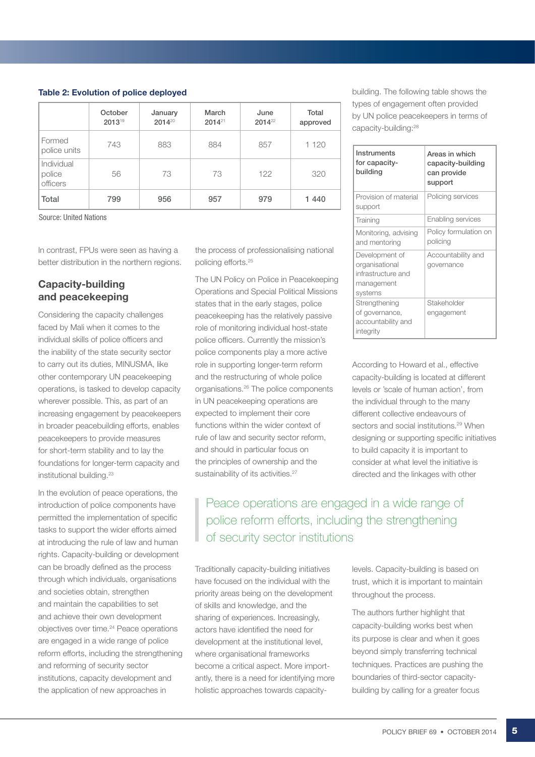**Table 2: Evolution of police deployed**

| | October 2013[19] | January 2014[20] | March 2014[21] | June 2014[22] | Total approved |
|---|---|---|---|---|---|
| Formed police units | 743 | 883 | 884 | 857 | 1 120 |
| Individual police officers | 56 | 73 | 73 | 122 | 320 |
| **Total** | **799** | **956** | **957** | **979** | **1 440** |

Source: United Nations

In contrast, FPUs were seen as having a better distribution in the northern regions.

## Capacity-building and peacekeeping

Considering the capacity challenges faced by Mali when it comes to the individual skills of police officers and the inability of the state security sector to carry out its duties, MINUSMA, like other contemporary UN peacekeeping operations, is tasked to develop capacity wherever possible. This, as part of an increasing engagement by peacekeepers in broader peacebuilding efforts, enables peacekeepers to provide measures for short-term stability and to lay the foundations for longer-term capacity and institutional building.[23]

In the evolution of peace operations, the introduction of police components have permitted the implementation of specific tasks to support the wider efforts aimed at introducing the rule of law and human rights. Capacity-building or development can be broadly defined as the process through which individuals, organisations and societies obtain, strengthen and maintain the capabilities to set and achieve their own development objectives over time.[24] Peace operations are engaged in a wide range of police reform efforts, including the strengthening and reforming of security sector institutions, capacity development and the application of new approaches in the process of professionalising national policing efforts.[25]

The UN Policy on Police in Peacekeeping Operations and Special Political Missions states that in the early stages, police peacekeeping has the relatively passive role of monitoring individual host-state police officers. Currently the mission's police components play a more active role in supporting longer-term reform and the restructuring of whole police organisations.[26] The police components in UN peacekeeping operations are expected to implement their core functions within the wider context of rule of law and security sector reform, and should in particular focus on the principles of ownership and the sustainability of its activities.[27]

> Peace operations are engaged in a wide range of police reform efforts, including the strengthening of security sector institutions

Traditionally capacity-building initiatives have focused on the individual with the priority areas being on the development of skills and knowledge, and the sharing of experiences. Increasingly, actors have identified the need for development at the institutional level, where organisational frameworks become a critical aspect. More importantly, there is a need for identifying more holistic approaches towards capacity-building. The following table shows the types of engagement often provided by UN police peacekeepers in terms of capacity-building:[28]

| Instruments for capacity-building | Areas in which capacity-building can provide support |
|---|---|
| Provision of material support | Policing services |
| Training | Enabling services |
| Monitoring, advising and mentoring | Policy formulation on policing |
| Development of organisational infrastructure and management systems | Accountability and governance |
| Strengthening of governance, accountability and integrity | Stakeholder engagement |

According to Howard et al., effective capacity-building is located at different levels or 'scale of human action', from the individual through to the many different collective endeavours of sectors and social institutions.[29] When designing or supporting specific initiatives to build capacity it is important to consider at what level the initiative is directed and the linkages with other levels. Capacity-building is based on trust, which it is important to maintain throughout the process.

The authors further highlight that capacity-building works best when its purpose is clear and when it goes beyond simply transferring technical techniques. Practices are pushing the boundaries of third-sector capacity-building by calling for a greater focus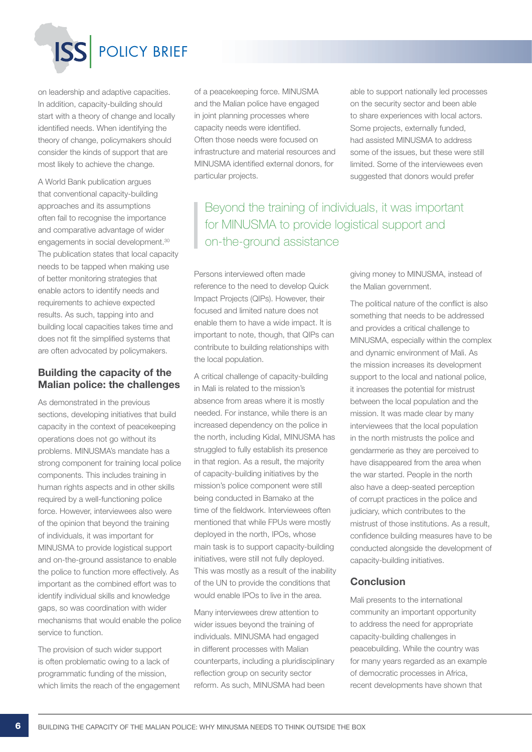on leadership and adaptive capacities. In addition, capacity-building should start with a theory of change and locally identified needs. When identifying the theory of change, policymakers should consider the kinds of support that are most likely to achieve the change.

A World Bank publication argues that conventional capacity-building approaches and its assumptions often fail to recognise the importance and comparative advantage of wider engagements in social development.[30] The publication states that local capacity needs to be tapped when making use of better monitoring strategies that enable actors to identify needs and requirements to achieve expected results. As such, tapping into and building local capacities takes time and does not fit the simplified systems that are often advocated by policymakers.

## Building the capacity of the Malian police: the challenges

As demonstrated in the previous sections, developing initiatives that build capacity in the context of peacekeeping operations does not go without its problems. MINUSMA's mandate has a strong component for training local police components. This includes training in human rights aspects and in other skills required by a well-functioning police force. However, interviewees also were of the opinion that beyond the training of individuals, it was important for MINUSMA to provide logistical support and on-the-ground assistance to enable the police to function more effectively. As important as the combined effort was to identify individual skills and knowledge gaps, so was coordination with wider mechanisms that would enable the police service to function.

The provision of such wider support is often problematic owing to a lack of programmatic funding of the mission, which limits the reach of the engagement of a peacekeeping force. MINUSMA and the Malian police have engaged in joint planning processes where capacity needs were identified. Often those needs were focused on infrastructure and material resources and MINUSMA identified external donors, for particular projects.

> Beyond the training of individuals, it was important for MINUSMA to provide logistical support and on-the-ground assistance

Persons interviewed often made reference to the need to develop Quick Impact Projects (QIPs). However, their focused and limited nature does not enable them to have a wide impact. It is important to note, though, that QIPs can contribute to building relationships with the local population.

A critical challenge of capacity-building in Mali is related to the mission's absence from areas where it is mostly needed. For instance, while there is an increased dependency on the police in the north, including Kidal, MINUSMA has struggled to fully establish its presence in that region. As a result, the majority of capacity-building initiatives by the mission's police component were still being conducted in Bamako at the time of the fieldwork. Interviewees often mentioned that while FPUs were mostly deployed in the north, IPOs, whose main task is to support capacity-building initiatives, were still not fully deployed. This was mostly as a result of the inability of the UN to provide the conditions that would enable IPOs to live in the area.

Many interviewees drew attention to wider issues beyond the training of individuals. MINUSMA had engaged in different processes with Malian counterparts, including a pluridisciplinary reflection group on security sector reform. As such, MINUSMA had been able to support nationally led processes on the security sector and been able to share experiences with local actors. Some projects, externally funded, had assisted MINUSMA to address some of the issues, but these were still limited. Some of the interviewees even suggested that donors would prefer giving money to MINUSMA, instead of the Malian government.

The political nature of the conflict is also something that needs to be addressed and provides a critical challenge to MINUSMA, especially within the complex and dynamic environment of Mali. As the mission increases its development support to the local and national police, it increases the potential for mistrust between the local population and the mission. It was made clear by many interviewees that the local population in the north mistrusts the police and gendarmerie as they are perceived to have disappeared from the area when the war started. People in the north also have a deep-seated perception of corrupt practices in the police and judiciary, which contributes to the mistrust of those institutions. As a result, confidence building measures have to be conducted alongside the development of capacity-building initiatives.

## Conclusion

Mali presents to the international community an important opportunity to address the need for appropriate capacity-building challenges in peacebuilding. While the country was for many years regarded as an example of democratic processes in Africa, recent developments have shown that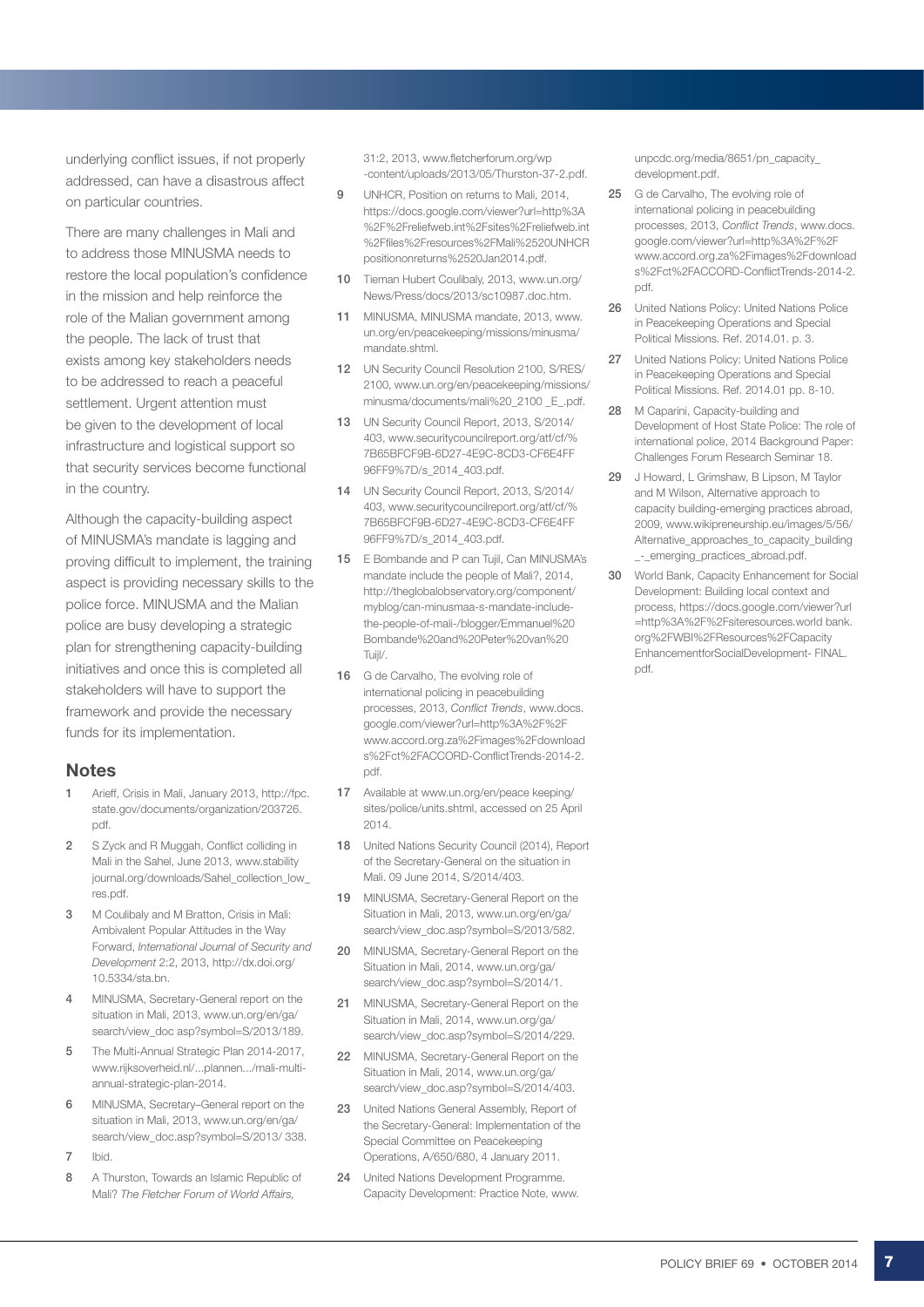underlying conflict issues, if not properly addressed, can have a disastrous affect on particular countries.

There are many challenges in Mali and to address those MINUSMA needs to restore the local population's confidence in the mission and help reinforce the role of the Malian government among the people. The lack of trust that exists among key stakeholders needs to be addressed to reach a peaceful settlement. Urgent attention must be given to the development of local infrastructure and logistical support so that security services become functional in the country.

Although the capacity-building aspect of MINUSMA's mandate is lagging and proving difficult to implement, the training aspect is providing necessary skills to the police force. MINUSMA and the Malian police are busy developing a strategic plan for strengthening capacity-building initiatives and once this is completed all stakeholders will have to support the framework and provide the necessary funds for its implementation.

## Notes

1. Arieff, Crisis in Mali, January 2013, http://fpc.state.gov/documents/organization/203726.pdf.
2. S Zyck and R Muggah, Conflict colliding in Mali in the Sahel, June 2013, www.stabilityjournal.org/downloads/Sahel_collection_low_res.pdf.
3. M Coulibaly and M Bratton, Crisis in Mali: Ambivalent Popular Attitudes in the Way Forward, *International Journal of Security and Development* 2:2, 2013, http://dx.doi.org/10.5334/sta.bn.
4. MINUSMA, Secretary-General report on the situation in Mali, 2013, www.un.org/en/ga/search/view_doc asp?symbol=S/2013/189.
5. The Multi-Annual Strategic Plan 2014-2017, www.rijksoverheid.nl/...plannen.../mali-multi-annual-strategic-plan-2014.
6. MINUSMA, Secretary–General report on the situation in Mali, 2013, www.un.org/en/ga/search/view_doc.asp?symbol=S/2013/ 338.
7. Ibid.
8. A Thurston, Towards an Islamic Republic of Mali? *The Fletcher Forum of World Affairs,* 31:2, 2013, www.fletcherforum.org/wp-content/uploads/2013/05/Thurston-37-2.pdf.
9. UNHCR, Position on returns to Mali, 2014, https://docs.google.com/viewer?url=http%3A%2F%2Freliefweb.int%2Fsites%2Freliefweb.int%2Ffiles%2Fresources%2FMali%2520UNHCRpositiononreturns%2520Jan2014.pdf.
10. Tieman Hubert Coulibaly, 2013, www.un.org/News/Press/docs/2013/sc10987.doc.htm.
11. MINUSMA, MINUSMA mandate, 2013, www.un.org/en/peacekeeping/missions/minusma/mandate.shtml.
12. UN Security Council Resolution 2100, S/RES/2100, www.un.org/en/peacekeeping/missions/minusma/documents/mali%20_2100 _E_.pdf.
13. UN Security Council Report, 2013, S/2014/403, www.securitycouncilreport.org/atf/cf/%7B65BFCF9B-6D27-4E9C-8CD3-CF6E4FF96FF9%7D/s_2014_403.pdf.
14. UN Security Council Report, 2013, S/2014/403, www.securitycouncilreport.org/atf/cf/%7B65BFCF9B-6D27-4E9C-8CD3-CF6E4FF96FF9%7D/s_2014_403.pdf.
15. E Bombande and P can Tujil, Can MINUSMA's mandate include the people of Mali?, 2014, http://theglobalobservatory.org/component/myblog/can-minusmaa-s-mandate-include-the-people-of-mali-/blogger/Emmanuel%20Bombande%20and%20Peter%20van%20Tuijl/.
16. G de Carvalho, The evolving role of international policing in peacebuilding processes, 2013, *Conflict Trends*, www.docs.google.com/viewer?url=http%3A%2F%2Fwww.accord.org.za%2Fimages%2Fdownloads%2Fct%2FACCORD-ConflictTrends-2014-2.pdf.
17. Available at www.un.org/en/peace keeping/sites/police/units.shtml, accessed on 25 April 2014.
18. United Nations Security Council (2014), Report of the Secretary-General on the situation in Mali. 09 June 2014, S/2014/403.
19. MINUSMA, Secretary-General Report on the Situation in Mali, 2013, www.un.org/en/ga/search/view_doc.asp?symbol=S/2013/582.
20. MINUSMA, Secretary-General Report on the Situation in Mali, 2014, www.un.org/ga/search/view_doc.asp?symbol=S/2014/1.
21. MINUSMA, Secretary-General Report on the Situation in Mali, 2014, www.un.org/ga/search/view_doc.asp?symbol=S/2014/229.
22. MINUSMA, Secretary-General Report on the Situation in Mali, 2014, www.un.org/ga/search/view_doc.asp?symbol=S/2014/403.
23. United Nations General Assembly, Report of the Secretary-General: Implementation of the Special Committee on Peacekeeping Operations, A/650/680, 4 January 2011.
24. United Nations Development Programme. Capacity Development: Practice Note, www.unpcdc.org/media/8651/pn_capacity_development.pdf.
25. G de Carvalho, The evolving role of international policing in peacebuilding processes, 2013, *Conflict Trends*, www.docs.google.com/viewer?url=http%3A%2F%2Fwww.accord.org.za%2Fimages%2Fdownloads%2Fct%2FACCORD-ConflictTrends-2014-2.pdf.
26. United Nations Policy: United Nations Police in Peacekeeping Operations and Special Political Missions. Ref. 2014.01. p. 3.
27. United Nations Policy: United Nations Police in Peacekeeping Operations and Special Political Missions. Ref. 2014.01 pp. 8-10.
28. M Caparini, Capacity-building and Development of Host State Police: The role of international police, 2014 Background Paper: Challenges Forum Research Seminar 18.
29. J Howard, L Grimshaw, B Lipson, M Taylor and M Wilson, Alternative approach to capacity building-emerging practices abroad, 2009, www.wikipreneurship.eu/images/5/56/Alternative_approaches_to_capacity_building_-_emerging_practices_abroad.pdf.
30. World Bank, Capacity Enhancement for Social Development: Building local context and process, https://docs.google.com/viewer?url=http%3A%2F%2Fsiteresources.world bank.org%2FWBI%2FResources%2FCapacityEnhancementforSocialDevelopment- FINAL.pdf.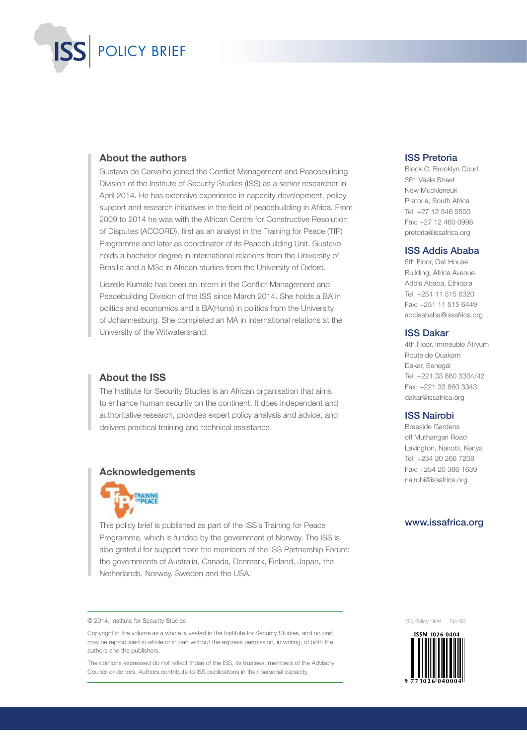## About the authors

Gustavo de Carvalho joined the Conflict Management and Peacebuilding Division of the Institute of Security Studies (ISS) as a senior researcher in April 2014. He has extensive experience in capacity development, policy support and research initiatives in the field of peacebuilding in Africa. From 2009 to 2014 he was with the African Centre for Constructive Resolution of Disputes (ACCORD), first as an analyst in the Training for Peace (TfP) Programme and later as coordinator of its Peacebuilding Unit. Gustavo holds a bachelor degree in international relations from the University of Brasilia and a MSc in African studies from the University of Oxford.

Liezelle Kumalo has been an intern in the Conflict Management and Peacebuilding Division of the ISS since March 2014. She holds a BA in politics and economics and a BA(Hons) in politics from the University of Johannesburg. She completed an MA in international relations at the University of the Witwatersrand.

## About the ISS

The Institute for Security Studies is an African organisation that aims to enhance human security on the continent. It does independent and authoritative research, provides expert policy analysis and advice, and delivers practical training and technical assistance.

## Acknowledgements

This policy brief is published as part of the ISS's Training for Peace Programme, which is funded by the government of Norway. The ISS is also grateful for support from the members of the ISS Partnership Forum: the governments of Australia, Canada, Denmark, Finland, Japan, the Netherlands, Norway, Sweden and the USA.

### ISS Pretoria

Block C, Brooklyn Court
361 Veale Street
New Muckleneuk
Pretoria, South Africa
Tel: +27 12 346 9500
Fax: +27 12 460 0998
pretoria@issafrica.org

### ISS Addis Ababa

5th Floor, Get House
Building, Africa Avenue
Addis Ababa, Ethiopia
Tel: +251 11 515 6320
Fax: +251 11 515 6449
addisababa@issafrica.org

### ISS Dakar

4th Floor, Immeuble Atryum
Route de Ouakam
Dakar, Senegal
Tel: +221 33 860 3304/42
Fax: +221 33 860 3343
dakar@issafrica.org

### ISS Nairobi

Braeside Gardens
off Muthangari Road
Lavington, Nairobi, Kenya
Tel: +254 20 266 7208
Fax: +254 20 386 1639
nairobi@issafrica.org

**www.issafrica.org**

© 2014, Institute for Security Studies

Copyright in the volume as a whole is vested in the Institute for Security Studies, and no part may be reproduced in whole or in part without the express permission, in writing, of both the authors and the publishers.

The opinions expressed do not reflect those of the ISS, its trustees, members of the Advisory Council or donors. Authors contribute to ISS publications in their personal capacity.

ISS Policy Brief No 69

ISSN 1026-0404